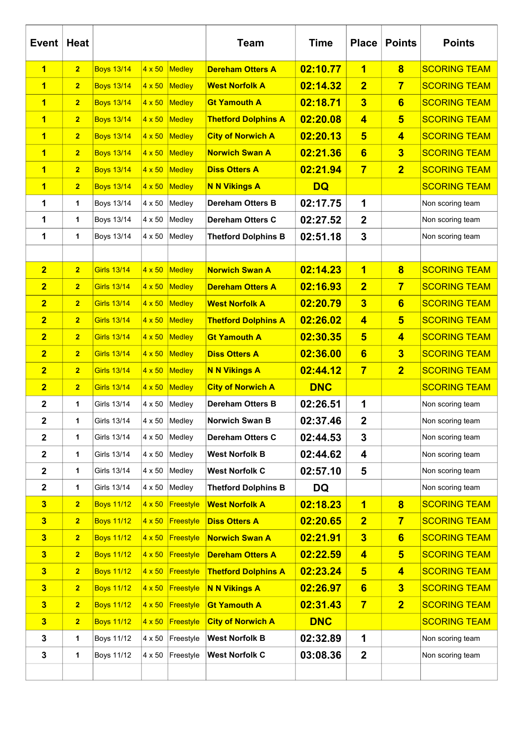| Event | Heat | | | | Team | Time | Place | Points | Points |
|---|---|---|---|---|---|---|---|---|---|
| 1 | 2 | Boys 13/14 | 4 x 50 | Medley | Dereham Otters A | 02:10.77 | 1 | 8 | SCORING TEAM |
| 1 | 2 | Boys 13/14 | 4 x 50 | Medley | West Norfolk A | 02:14.32 | 2 | 7 | SCORING TEAM |
| 1 | 2 | Boys 13/14 | 4 x 50 | Medley | Gt Yamouth A | 02:18.71 | 3 | 6 | SCORING TEAM |
| 1 | 2 | Boys 13/14 | 4 x 50 | Medley | Thetford Dolphins A | 02:20.08 | 4 | 5 | SCORING TEAM |
| 1 | 2 | Boys 13/14 | 4 x 50 | Medley | City of Norwich A | 02:20.13 | 5 | 4 | SCORING TEAM |
| 1 | 2 | Boys 13/14 | 4 x 50 | Medley | Norwich Swan A | 02:21.36 | 6 | 3 | SCORING TEAM |
| 1 | 2 | Boys 13/14 | 4 x 50 | Medley | Diss Otters A | 02:21.94 | 7 | 2 | SCORING TEAM |
| 1 | 2 | Boys 13/14 | 4 x 50 | Medley | N N Vikings A | DQ | | | SCORING TEAM |
| 1 | 1 | Boys 13/14 | 4 x 50 | Medley | Dereham Otters B | 02:17.75 | 1 | | Non scoring team |
| 1 | 1 | Boys 13/14 | 4 x 50 | Medley | Dereham Otters C | 02:27.52 | 2 | | Non scoring team |
| 1 | 1 | Boys 13/14 | 4 x 50 | Medley | Thetford Dolphins B | 02:51.18 | 3 | | Non scoring team |
| | | | | | | | | | |
| 2 | 2 | Girls 13/14 | 4 x 50 | Medley | Norwich Swan A | 02:14.23 | 1 | 8 | SCORING TEAM |
| 2 | 2 | Girls 13/14 | 4 x 50 | Medley | Dereham Otters A | 02:16.93 | 2 | 7 | SCORING TEAM |
| 2 | 2 | Girls 13/14 | 4 x 50 | Medley | West Norfolk A | 02:20.79 | 3 | 6 | SCORING TEAM |
| 2 | 2 | Girls 13/14 | 4 x 50 | Medley | Thetford Dolphins A | 02:26.02 | 4 | 5 | SCORING TEAM |
| 2 | 2 | Girls 13/14 | 4 x 50 | Medley | Gt Yamouth A | 02:30.35 | 5 | 4 | SCORING TEAM |
| 2 | 2 | Girls 13/14 | 4 x 50 | Medley | Diss Otters A | 02:36.00 | 6 | 3 | SCORING TEAM |
| 2 | 2 | Girls 13/14 | 4 x 50 | Medley | N N Vikings A | 02:44.12 | 7 | 2 | SCORING TEAM |
| 2 | 2 | Girls 13/14 | 4 x 50 | Medley | City of Norwich A | DNC | | | SCORING TEAM |
| 2 | 1 | Girls 13/14 | 4 x 50 | Medley | Dereham Otters B | 02:26.51 | 1 | | Non scoring team |
| 2 | 1 | Girls 13/14 | 4 x 50 | Medley | Norwich Swan B | 02:37.46 | 2 | | Non scoring team |
| 2 | 1 | Girls 13/14 | 4 x 50 | Medley | Dereham Otters C | 02:44.53 | 3 | | Non scoring team |
| 2 | 1 | Girls 13/14 | 4 x 50 | Medley | West Norfolk B | 02:44.62 | 4 | | Non scoring team |
| 2 | 1 | Girls 13/14 | 4 x 50 | Medley | West Norfolk C | 02:57.10 | 5 | | Non scoring team |
| 2 | 1 | Girls 13/14 | 4 x 50 | Medley | Thetford Dolphins B | DQ | | | Non scoring team |
| 3 | 2 | Boys 11/12 | 4 x 50 | Freestyle | West Norfolk A | 02:18.23 | 1 | 8 | SCORING TEAM |
| 3 | 2 | Boys 11/12 | 4 x 50 | Freestyle | Diss Otters A | 02:20.65 | 2 | 7 | SCORING TEAM |
| 3 | 2 | Boys 11/12 | 4 x 50 | Freestyle | Norwich Swan A | 02:21.91 | 3 | 6 | SCORING TEAM |
| 3 | 2 | Boys 11/12 | 4 x 50 | Freestyle | Dereham Otters A | 02:22.59 | 4 | 5 | SCORING TEAM |
| 3 | 2 | Boys 11/12 | 4 x 50 | Freestyle | Thetford Dolphins A | 02:23.24 | 5 | 4 | SCORING TEAM |
| 3 | 2 | Boys 11/12 | 4 x 50 | Freestyle | N N Vikings A | 02:26.97 | 6 | 3 | SCORING TEAM |
| 3 | 2 | Boys 11/12 | 4 x 50 | Freestyle | Gt Yamouth A | 02:31.43 | 7 | 2 | SCORING TEAM |
| 3 | 2 | Boys 11/12 | 4 x 50 | Freestyle | City of Norwich A | DNC | | | SCORING TEAM |
| 3 | 1 | Boys 11/12 | 4 x 50 | Freestyle | West Norfolk B | 02:32.89 | 1 | | Non scoring team |
| 3 | 1 | Boys 11/12 | 4 x 50 | Freestyle | West Norfolk C | 03:08.36 | 2 | | Non scoring team |
| | | | | | | | | | |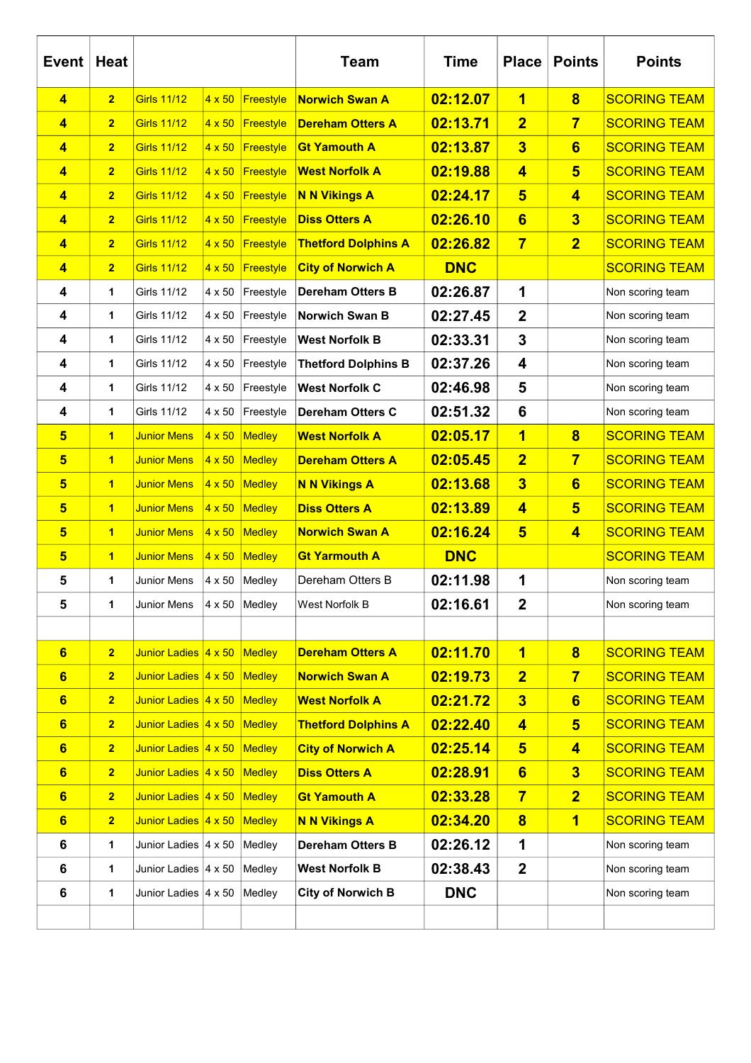| Event | Heat | | | | Team | Time | Place | Points | Points |
|---|---|---|---|---|---|---|---|---|---|
| 4 | 2 | Girls 11/12 | 4 x 50 | Freestyle | Norwich Swan A | 02:12.07 | 1 | 8 | SCORING TEAM |
| 4 | 2 | Girls 11/12 | 4 x 50 | Freestyle | Dereham Otters A | 02:13.71 | 2 | 7 | SCORING TEAM |
| 4 | 2 | Girls 11/12 | 4 x 50 | Freestyle | Gt Yamouth A | 02:13.87 | 3 | 6 | SCORING TEAM |
| 4 | 2 | Girls 11/12 | 4 x 50 | Freestyle | West Norfolk A | 02:19.88 | 4 | 5 | SCORING TEAM |
| 4 | 2 | Girls 11/12 | 4 x 50 | Freestyle | N N Vikings A | 02:24.17 | 5 | 4 | SCORING TEAM |
| 4 | 2 | Girls 11/12 | 4 x 50 | Freestyle | Diss Otters A | 02:26.10 | 6 | 3 | SCORING TEAM |
| 4 | 2 | Girls 11/12 | 4 x 50 | Freestyle | Thetford Dolphins A | 02:26.82 | 7 | 2 | SCORING TEAM |
| 4 | 2 | Girls 11/12 | 4 x 50 | Freestyle | City of Norwich A | DNC | | | SCORING TEAM |
| 4 | 1 | Girls 11/12 | 4 x 50 | Freestyle | Dereham Otters B | 02:26.87 | 1 | | Non scoring team |
| 4 | 1 | Girls 11/12 | 4 x 50 | Freestyle | Norwich Swan B | 02:27.45 | 2 | | Non scoring team |
| 4 | 1 | Girls 11/12 | 4 x 50 | Freestyle | West Norfolk B | 02:33.31 | 3 | | Non scoring team |
| 4 | 1 | Girls 11/12 | 4 x 50 | Freestyle | Thetford Dolphins B | 02:37.26 | 4 | | Non scoring team |
| 4 | 1 | Girls 11/12 | 4 x 50 | Freestyle | West Norfolk C | 02:46.98 | 5 | | Non scoring team |
| 4 | 1 | Girls 11/12 | 4 x 50 | Freestyle | Dereham Otters C | 02:51.32 | 6 | | Non scoring team |
| 5 | 1 | Junior Mens | 4 x 50 | Medley | West Norfolk A | 02:05.17 | 1 | 8 | SCORING TEAM |
| 5 | 1 | Junior Mens | 4 x 50 | Medley | Dereham Otters A | 02:05.45 | 2 | 7 | SCORING TEAM |
| 5 | 1 | Junior Mens | 4 x 50 | Medley | N N Vikings A | 02:13.68 | 3 | 6 | SCORING TEAM |
| 5 | 1 | Junior Mens | 4 x 50 | Medley | Diss Otters A | 02:13.89 | 4 | 5 | SCORING TEAM |
| 5 | 1 | Junior Mens | 4 x 50 | Medley | Norwich Swan A | 02:16.24 | 5 | 4 | SCORING TEAM |
| 5 | 1 | Junior Mens | 4 x 50 | Medley | Gt Yarmouth A | DNC | | | SCORING TEAM |
| 5 | 1 | Junior Mens | 4 x 50 | Medley | Dereham Otters B | 02:11.98 | 1 | | Non scoring team |
| 5 | 1 | Junior Mens | 4 x 50 | Medley | West Norfolk B | 02:16.61 | 2 | | Non scoring team |
| | | | | | | | | | |
| 6 | 2 | Junior Ladies | 4 x 50 | Medley | Dereham Otters A | 02:11.70 | 1 | 8 | SCORING TEAM |
| 6 | 2 | Junior Ladies | 4 x 50 | Medley | Norwich Swan A | 02:19.73 | 2 | 7 | SCORING TEAM |
| 6 | 2 | Junior Ladies | 4 x 50 | Medley | West Norfolk A | 02:21.72 | 3 | 6 | SCORING TEAM |
| 6 | 2 | Junior Ladies | 4 x 50 | Medley | Thetford Dolphins A | 02:22.40 | 4 | 5 | SCORING TEAM |
| 6 | 2 | Junior Ladies | 4 x 50 | Medley | City of Norwich A | 02:25.14 | 5 | 4 | SCORING TEAM |
| 6 | 2 | Junior Ladies | 4 x 50 | Medley | Diss Otters A | 02:28.91 | 6 | 3 | SCORING TEAM |
| 6 | 2 | Junior Ladies | 4 x 50 | Medley | Gt Yamouth A | 02:33.28 | 7 | 2 | SCORING TEAM |
| 6 | 2 | Junior Ladies | 4 x 50 | Medley | N N Vikings A | 02:34.20 | 8 | 1 | SCORING TEAM |
| 6 | 1 | Junior Ladies | 4 x 50 | Medley | Dereham Otters B | 02:26.12 | 1 | | Non scoring team |
| 6 | 1 | Junior Ladies | 4 x 50 | Medley | West Norfolk B | 02:38.43 | 2 | | Non scoring team |
| 6 | 1 | Junior Ladies | 4 x 50 | Medley | City of Norwich B | DNC | | | Non scoring team |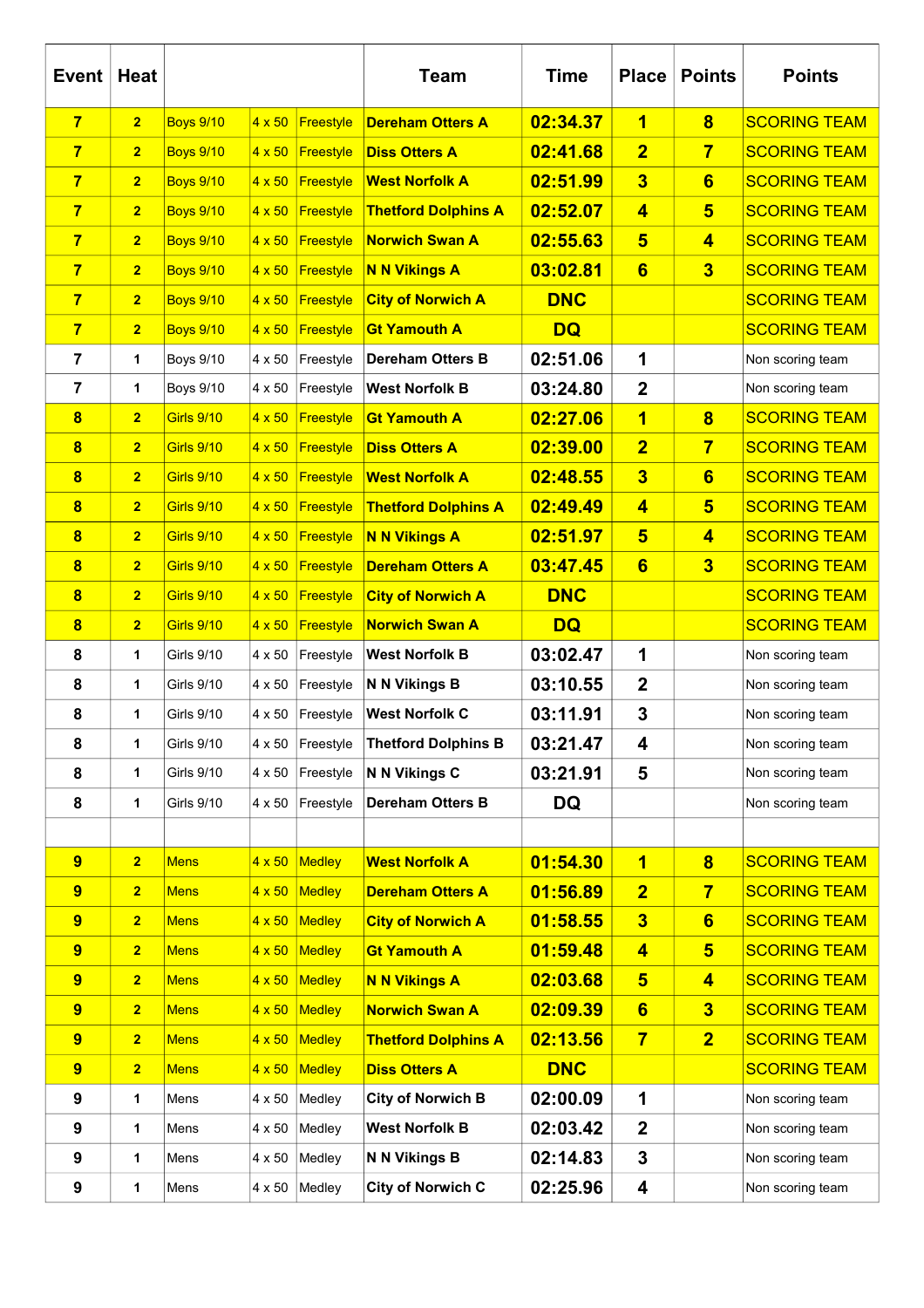| Event | Heat | | | | Team | Time | Place | Points | Points |
|---|---|---|---|---|---|---|---|---|---|
| 7 | 2 | Boys 9/10 | 4 x 50 | Freestyle | Dereham Otters A | 02:34.37 | 1 | 8 | SCORING TEAM |
| 7 | 2 | Boys 9/10 | 4 x 50 | Freestyle | Diss Otters A | 02:41.68 | 2 | 7 | SCORING TEAM |
| 7 | 2 | Boys 9/10 | 4 x 50 | Freestyle | West Norfolk A | 02:51.99 | 3 | 6 | SCORING TEAM |
| 7 | 2 | Boys 9/10 | 4 x 50 | Freestyle | Thetford Dolphins A | 02:52.07 | 4 | 5 | SCORING TEAM |
| 7 | 2 | Boys 9/10 | 4 x 50 | Freestyle | Norwich Swan A | 02:55.63 | 5 | 4 | SCORING TEAM |
| 7 | 2 | Boys 9/10 | 4 x 50 | Freestyle | N N Vikings A | 03:02.81 | 6 | 3 | SCORING TEAM |
| 7 | 2 | Boys 9/10 | 4 x 50 | Freestyle | City of Norwich A | DNC | | | SCORING TEAM |
| 7 | 2 | Boys 9/10 | 4 x 50 | Freestyle | Gt Yamouth A | DQ | | | SCORING TEAM |
| 7 | 1 | Boys 9/10 | 4 x 50 | Freestyle | Dereham Otters B | 02:51.06 | 1 | | Non scoring team |
| 7 | 1 | Boys 9/10 | 4 x 50 | Freestyle | West Norfolk B | 03:24.80 | 2 | | Non scoring team |
| 8 | 2 | Girls 9/10 | 4 x 50 | Freestyle | Gt Yamouth A | 02:27.06 | 1 | 8 | SCORING TEAM |
| 8 | 2 | Girls 9/10 | 4 x 50 | Freestyle | Diss Otters A | 02:39.00 | 2 | 7 | SCORING TEAM |
| 8 | 2 | Girls 9/10 | 4 x 50 | Freestyle | West Norfolk A | 02:48.55 | 3 | 6 | SCORING TEAM |
| 8 | 2 | Girls 9/10 | 4 x 50 | Freestyle | Thetford Dolphins A | 02:49.49 | 4 | 5 | SCORING TEAM |
| 8 | 2 | Girls 9/10 | 4 x 50 | Freestyle | N N Vikings A | 02:51.97 | 5 | 4 | SCORING TEAM |
| 8 | 2 | Girls 9/10 | 4 x 50 | Freestyle | Dereham Otters A | 03:47.45 | 6 | 3 | SCORING TEAM |
| 8 | 2 | Girls 9/10 | 4 x 50 | Freestyle | City of Norwich A | DNC | | | SCORING TEAM |
| 8 | 2 | Girls 9/10 | 4 x 50 | Freestyle | Norwich Swan A | DQ | | | SCORING TEAM |
| 8 | 1 | Girls 9/10 | 4 x 50 | Freestyle | West Norfolk B | 03:02.47 | 1 | | Non scoring team |
| 8 | 1 | Girls 9/10 | 4 x 50 | Freestyle | N N Vikings B | 03:10.55 | 2 | | Non scoring team |
| 8 | 1 | Girls 9/10 | 4 x 50 | Freestyle | West Norfolk C | 03:11.91 | 3 | | Non scoring team |
| 8 | 1 | Girls 9/10 | 4 x 50 | Freestyle | Thetford Dolphins B | 03:21.47 | 4 | | Non scoring team |
| 8 | 1 | Girls 9/10 | 4 x 50 | Freestyle | N N Vikings C | 03:21.91 | 5 | | Non scoring team |
| 8 | 1 | Girls 9/10 | 4 x 50 | Freestyle | Dereham Otters B | DQ | | | Non scoring team |
| | | | | | | | | | |
| 9 | 2 | Mens | 4 x 50 | Medley | West Norfolk A | 01:54.30 | 1 | 8 | SCORING TEAM |
| 9 | 2 | Mens | 4 x 50 | Medley | Dereham Otters A | 01:56.89 | 2 | 7 | SCORING TEAM |
| 9 | 2 | Mens | 4 x 50 | Medley | City of Norwich A | 01:58.55 | 3 | 6 | SCORING TEAM |
| 9 | 2 | Mens | 4 x 50 | Medley | Gt Yamouth A | 01:59.48 | 4 | 5 | SCORING TEAM |
| 9 | 2 | Mens | 4 x 50 | Medley | N N Vikings A | 02:03.68 | 5 | 4 | SCORING TEAM |
| 9 | 2 | Mens | 4 x 50 | Medley | Norwich Swan A | 02:09.39 | 6 | 3 | SCORING TEAM |
| 9 | 2 | Mens | 4 x 50 | Medley | Thetford Dolphins A | 02:13.56 | 7 | 2 | SCORING TEAM |
| 9 | 2 | Mens | 4 x 50 | Medley | Diss Otters A | DNC | | | SCORING TEAM |
| 9 | 1 | Mens | 4 x 50 | Medley | City of Norwich B | 02:00.09 | 1 | | Non scoring team |
| 9 | 1 | Mens | 4 x 50 | Medley | West Norfolk B | 02:03.42 | 2 | | Non scoring team |
| 9 | 1 | Mens | 4 x 50 | Medley | N N Vikings B | 02:14.83 | 3 | | Non scoring team |
| 9 | 1 | Mens | 4 x 50 | Medley | City of Norwich C | 02:25.96 | 4 | | Non scoring team |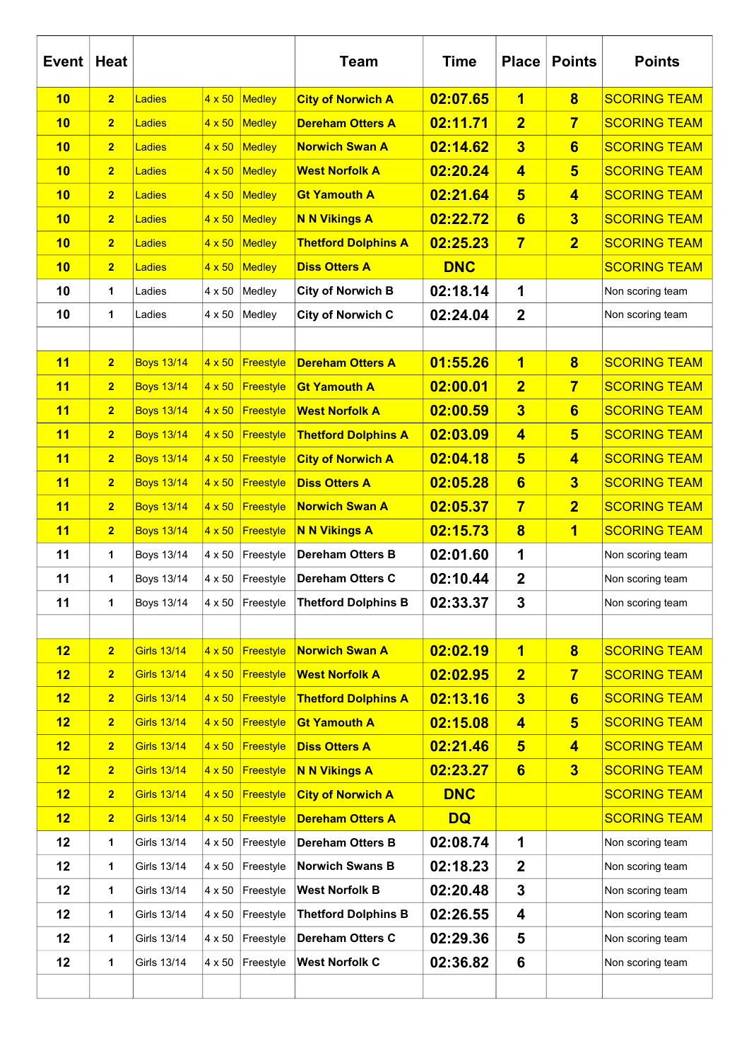| Event | Heat | | | | Team | Time | Place | Points | Points |
|---|---|---|---|---|---|---|---|---|---|
| 10 | 2 | Ladies | 4 x 50 | Medley | City of Norwich A | 02:07.65 | 1 | 8 | SCORING TEAM |
| 10 | 2 | Ladies | 4 x 50 | Medley | Dereham Otters A | 02:11.71 | 2 | 7 | SCORING TEAM |
| 10 | 2 | Ladies | 4 x 50 | Medley | Norwich Swan A | 02:14.62 | 3 | 6 | SCORING TEAM |
| 10 | 2 | Ladies | 4 x 50 | Medley | West Norfolk A | 02:20.24 | 4 | 5 | SCORING TEAM |
| 10 | 2 | Ladies | 4 x 50 | Medley | Gt Yamouth A | 02:21.64 | 5 | 4 | SCORING TEAM |
| 10 | 2 | Ladies | 4 x 50 | Medley | N N Vikings A | 02:22.72 | 6 | 3 | SCORING TEAM |
| 10 | 2 | Ladies | 4 x 50 | Medley | Thetford Dolphins A | 02:25.23 | 7 | 2 | SCORING TEAM |
| 10 | 2 | Ladies | 4 x 50 | Medley | Diss Otters A | DNC | | | SCORING TEAM |
| 10 | 1 | Ladies | 4 x 50 | Medley | City of Norwich B | 02:18.14 | 1 | | Non scoring team |
| 10 | 1 | Ladies | 4 x 50 | Medley | City of Norwich C | 02:24.04 | 2 | | Non scoring team |
| | | | | | | | | | |
| 11 | 2 | Boys 13/14 | 4 x 50 | Freestyle | Dereham Otters A | 01:55.26 | 1 | 8 | SCORING TEAM |
| 11 | 2 | Boys 13/14 | 4 x 50 | Freestyle | Gt Yamouth A | 02:00.01 | 2 | 7 | SCORING TEAM |
| 11 | 2 | Boys 13/14 | 4 x 50 | Freestyle | West Norfolk A | 02:00.59 | 3 | 6 | SCORING TEAM |
| 11 | 2 | Boys 13/14 | 4 x 50 | Freestyle | Thetford Dolphins A | 02:03.09 | 4 | 5 | SCORING TEAM |
| 11 | 2 | Boys 13/14 | 4 x 50 | Freestyle | City of Norwich A | 02:04.18 | 5 | 4 | SCORING TEAM |
| 11 | 2 | Boys 13/14 | 4 x 50 | Freestyle | Diss Otters A | 02:05.28 | 6 | 3 | SCORING TEAM |
| 11 | 2 | Boys 13/14 | 4 x 50 | Freestyle | Norwich Swan A | 02:05.37 | 7 | 2 | SCORING TEAM |
| 11 | 2 | Boys 13/14 | 4 x 50 | Freestyle | N N Vikings A | 02:15.73 | 8 | 1 | SCORING TEAM |
| 11 | 1 | Boys 13/14 | 4 x 50 | Freestyle | Dereham Otters B | 02:01.60 | 1 | | Non scoring team |
| 11 | 1 | Boys 13/14 | 4 x 50 | Freestyle | Dereham Otters C | 02:10.44 | 2 | | Non scoring team |
| 11 | 1 | Boys 13/14 | 4 x 50 | Freestyle | Thetford Dolphins B | 02:33.37 | 3 | | Non scoring team |
| | | | | | | | | | |
| 12 | 2 | Girls 13/14 | 4 x 50 | Freestyle | Norwich Swan A | 02:02.19 | 1 | 8 | SCORING TEAM |
| 12 | 2 | Girls 13/14 | 4 x 50 | Freestyle | West Norfolk A | 02:02.95 | 2 | 7 | SCORING TEAM |
| 12 | 2 | Girls 13/14 | 4 x 50 | Freestyle | Thetford Dolphins A | 02:13.16 | 3 | 6 | SCORING TEAM |
| 12 | 2 | Girls 13/14 | 4 x 50 | Freestyle | Gt Yamouth A | 02:15.08 | 4 | 5 | SCORING TEAM |
| 12 | 2 | Girls 13/14 | 4 x 50 | Freestyle | Diss Otters A | 02:21.46 | 5 | 4 | SCORING TEAM |
| 12 | 2 | Girls 13/14 | 4 x 50 | Freestyle | N N Vikings A | 02:23.27 | 6 | 3 | SCORING TEAM |
| 12 | 2 | Girls 13/14 | 4 x 50 | Freestyle | City of Norwich A | DNC | | | SCORING TEAM |
| 12 | 2 | Girls 13/14 | 4 x 50 | Freestyle | Dereham Otters A | DQ | | | SCORING TEAM |
| 12 | 1 | Girls 13/14 | 4 x 50 | Freestyle | Dereham Otters B | 02:08.74 | 1 | | Non scoring team |
| 12 | 1 | Girls 13/14 | 4 x 50 | Freestyle | Norwich Swans B | 02:18.23 | 2 | | Non scoring team |
| 12 | 1 | Girls 13/14 | 4 x 50 | Freestyle | West Norfolk B | 02:20.48 | 3 | | Non scoring team |
| 12 | 1 | Girls 13/14 | 4 x 50 | Freestyle | Thetford Dolphins B | 02:26.55 | 4 | | Non scoring team |
| 12 | 1 | Girls 13/14 | 4 x 50 | Freestyle | Dereham Otters C | 02:29.36 | 5 | | Non scoring team |
| 12 | 1 | Girls 13/14 | 4 x 50 | Freestyle | West Norfolk C | 02:36.82 | 6 | | Non scoring team |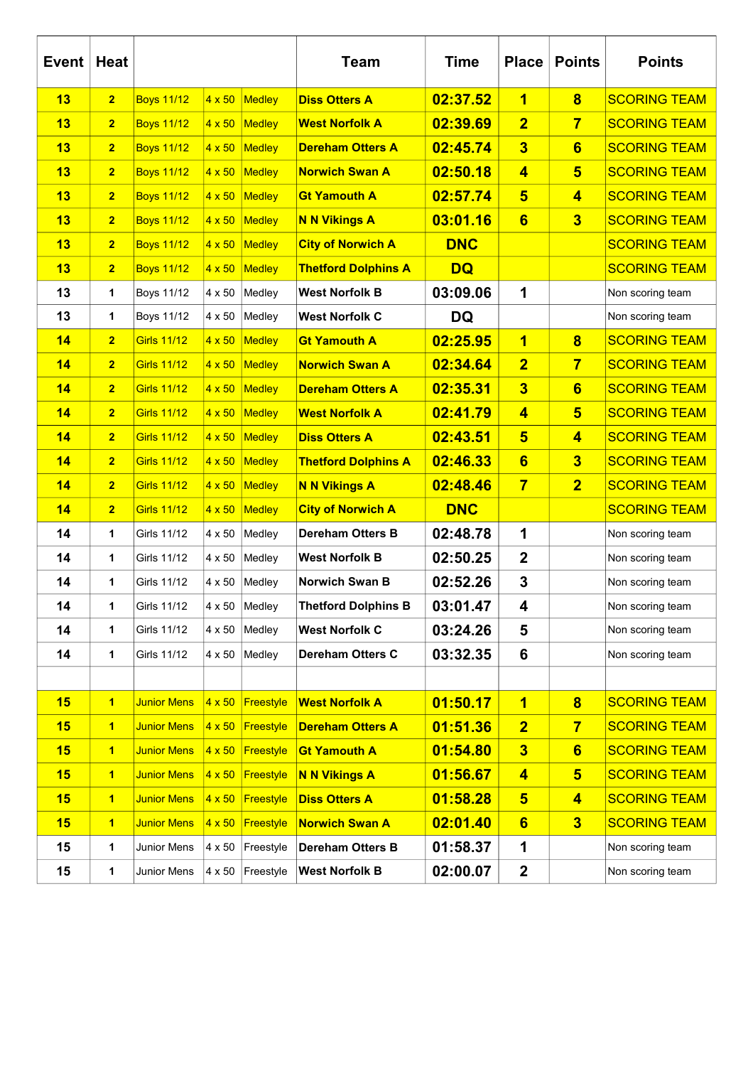| Event | Heat | | | | Team | Time | Place | Points | Points |
|---|---|---|---|---|---|---|---|---|---|
| 13 | 2 | Boys 11/12 | 4 x 50 | Medley | Diss Otters A | 02:37.52 | 1 | 8 | SCORING TEAM |
| 13 | 2 | Boys 11/12 | 4 x 50 | Medley | West Norfolk A | 02:39.69 | 2 | 7 | SCORING TEAM |
| 13 | 2 | Boys 11/12 | 4 x 50 | Medley | Dereham Otters A | 02:45.74 | 3 | 6 | SCORING TEAM |
| 13 | 2 | Boys 11/12 | 4 x 50 | Medley | Norwich Swan A | 02:50.18 | 4 | 5 | SCORING TEAM |
| 13 | 2 | Boys 11/12 | 4 x 50 | Medley | Gt Yamouth A | 02:57.74 | 5 | 4 | SCORING TEAM |
| 13 | 2 | Boys 11/12 | 4 x 50 | Medley | N N Vikings A | 03:01.16 | 6 | 3 | SCORING TEAM |
| 13 | 2 | Boys 11/12 | 4 x 50 | Medley | City of Norwich A | DNC | | | SCORING TEAM |
| 13 | 2 | Boys 11/12 | 4 x 50 | Medley | Thetford Dolphins A | DQ | | | SCORING TEAM |
| 13 | 1 | Boys 11/12 | 4 x 50 | Medley | West Norfolk B | 03:09.06 | 1 | | Non scoring team |
| 13 | 1 | Boys 11/12 | 4 x 50 | Medley | West Norfolk C | DQ | | | Non scoring team |
| 14 | 2 | Girls 11/12 | 4 x 50 | Medley | Gt Yamouth A | 02:25.95 | 1 | 8 | SCORING TEAM |
| 14 | 2 | Girls 11/12 | 4 x 50 | Medley | Norwich Swan A | 02:34.64 | 2 | 7 | SCORING TEAM |
| 14 | 2 | Girls 11/12 | 4 x 50 | Medley | Dereham Otters A | 02:35.31 | 3 | 6 | SCORING TEAM |
| 14 | 2 | Girls 11/12 | 4 x 50 | Medley | West Norfolk A | 02:41.79 | 4 | 5 | SCORING TEAM |
| 14 | 2 | Girls 11/12 | 4 x 50 | Medley | Diss Otters A | 02:43.51 | 5 | 4 | SCORING TEAM |
| 14 | 2 | Girls 11/12 | 4 x 50 | Medley | Thetford Dolphins A | 02:46.33 | 6 | 3 | SCORING TEAM |
| 14 | 2 | Girls 11/12 | 4 x 50 | Medley | N N Vikings A | 02:48.46 | 7 | 2 | SCORING TEAM |
| 14 | 2 | Girls 11/12 | 4 x 50 | Medley | City of Norwich A | DNC | | | SCORING TEAM |
| 14 | 1 | Girls 11/12 | 4 x 50 | Medley | Dereham Otters B | 02:48.78 | 1 | | Non scoring team |
| 14 | 1 | Girls 11/12 | 4 x 50 | Medley | West Norfolk B | 02:50.25 | 2 | | Non scoring team |
| 14 | 1 | Girls 11/12 | 4 x 50 | Medley | Norwich Swan B | 02:52.26 | 3 | | Non scoring team |
| 14 | 1 | Girls 11/12 | 4 x 50 | Medley | Thetford Dolphins B | 03:01.47 | 4 | | Non scoring team |
| 14 | 1 | Girls 11/12 | 4 x 50 | Medley | West Norfolk C | 03:24.26 | 5 | | Non scoring team |
| 14 | 1 | Girls 11/12 | 4 x 50 | Medley | Dereham Otters C | 03:32.35 | 6 | | Non scoring team |
| | | | | | | | | | |
| 15 | 1 | Junior Mens | 4 x 50 | Freestyle | West Norfolk A | 01:50.17 | 1 | 8 | SCORING TEAM |
| 15 | 1 | Junior Mens | 4 x 50 | Freestyle | Dereham Otters A | 01:51.36 | 2 | 7 | SCORING TEAM |
| 15 | 1 | Junior Mens | 4 x 50 | Freestyle | Gt Yamouth A | 01:54.80 | 3 | 6 | SCORING TEAM |
| 15 | 1 | Junior Mens | 4 x 50 | Freestyle | N N Vikings A | 01:56.67 | 4 | 5 | SCORING TEAM |
| 15 | 1 | Junior Mens | 4 x 50 | Freestyle | Diss Otters A | 01:58.28 | 5 | 4 | SCORING TEAM |
| 15 | 1 | Junior Mens | 4 x 50 | Freestyle | Norwich Swan A | 02:01.40 | 6 | 3 | SCORING TEAM |
| 15 | 1 | Junior Mens | 4 x 50 | Freestyle | Dereham Otters B | 01:58.37 | 1 | | Non scoring team |
| 15 | 1 | Junior Mens | 4 x 50 | Freestyle | West Norfolk B | 02:00.07 | 2 | | Non scoring team |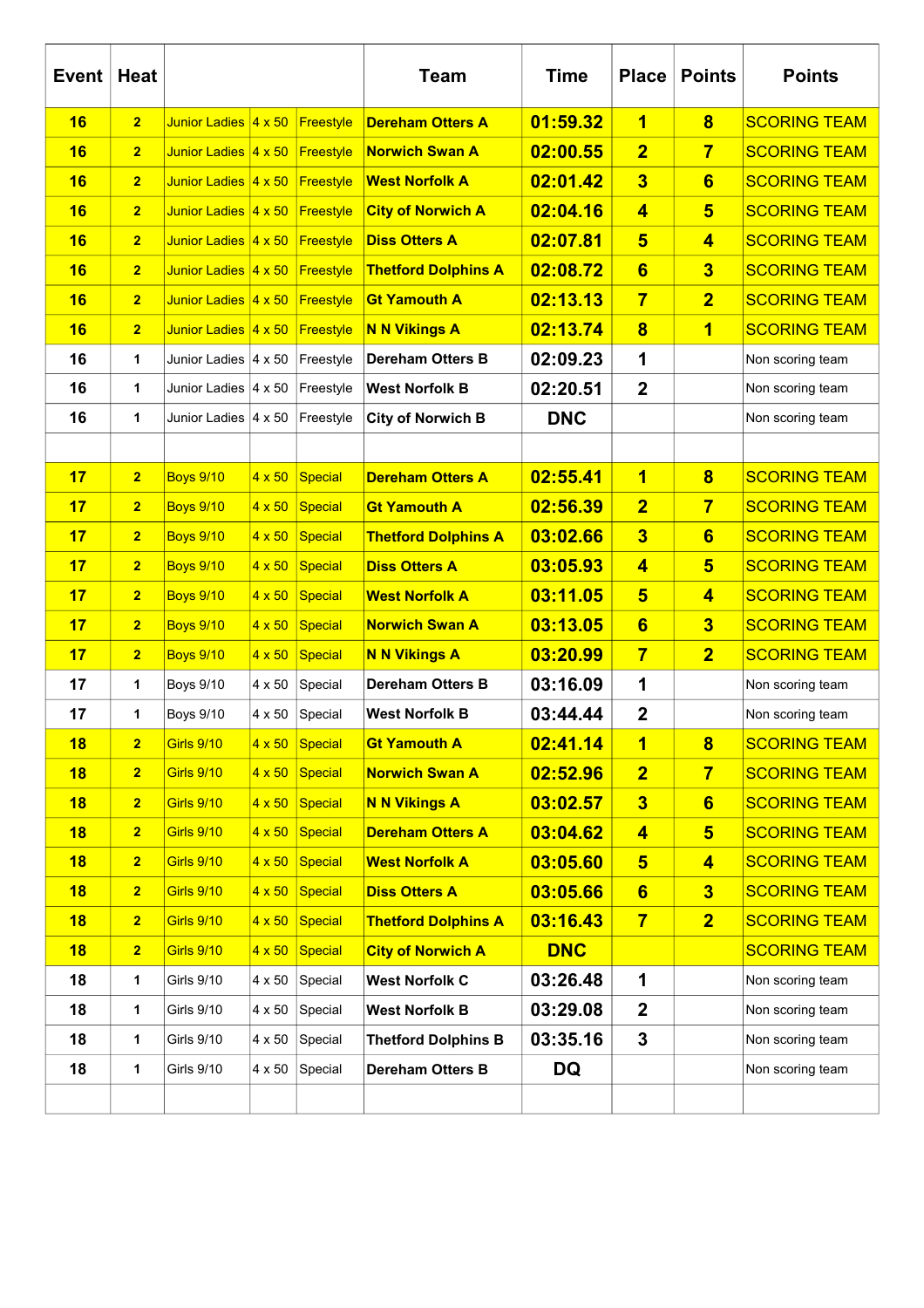| Event | Heat | | | | Team | Time | Place | Points | Points |
|---|---|---|---|---|---|---|---|---|---|
| 16 | 2 | Junior Ladies | 4 x 50 | Freestyle | Dereham Otters A | 01:59.32 | 1 | 8 | SCORING TEAM |
| 16 | 2 | Junior Ladies | 4 x 50 | Freestyle | Norwich Swan A | 02:00.55 | 2 | 7 | SCORING TEAM |
| 16 | 2 | Junior Ladies | 4 x 50 | Freestyle | West Norfolk A | 02:01.42 | 3 | 6 | SCORING TEAM |
| 16 | 2 | Junior Ladies | 4 x 50 | Freestyle | City of Norwich A | 02:04.16 | 4 | 5 | SCORING TEAM |
| 16 | 2 | Junior Ladies | 4 x 50 | Freestyle | Diss Otters A | 02:07.81 | 5 | 4 | SCORING TEAM |
| 16 | 2 | Junior Ladies | 4 x 50 | Freestyle | Thetford Dolphins A | 02:08.72 | 6 | 3 | SCORING TEAM |
| 16 | 2 | Junior Ladies | 4 x 50 | Freestyle | Gt Yamouth A | 02:13.13 | 7 | 2 | SCORING TEAM |
| 16 | 2 | Junior Ladies | 4 x 50 | Freestyle | N N Vikings A | 02:13.74 | 8 | 1 | SCORING TEAM |
| 16 | 1 | Junior Ladies | 4 x 50 | Freestyle | Dereham Otters B | 02:09.23 | 1 | | Non scoring team |
| 16 | 1 | Junior Ladies | 4 x 50 | Freestyle | West Norfolk B | 02:20.51 | 2 | | Non scoring team |
| 16 | 1 | Junior Ladies | 4 x 50 | Freestyle | City of Norwich B | DNC | | | Non scoring team |
| | | | | | | | | | |
| 17 | 2 | Boys 9/10 | 4 x 50 | Special | Dereham Otters A | 02:55.41 | 1 | 8 | SCORING TEAM |
| 17 | 2 | Boys 9/10 | 4 x 50 | Special | Gt Yamouth A | 02:56.39 | 2 | 7 | SCORING TEAM |
| 17 | 2 | Boys 9/10 | 4 x 50 | Special | Thetford Dolphins A | 03:02.66 | 3 | 6 | SCORING TEAM |
| 17 | 2 | Boys 9/10 | 4 x 50 | Special | Diss Otters A | 03:05.93 | 4 | 5 | SCORING TEAM |
| 17 | 2 | Boys 9/10 | 4 x 50 | Special | West Norfolk A | 03:11.05 | 5 | 4 | SCORING TEAM |
| 17 | 2 | Boys 9/10 | 4 x 50 | Special | Norwich Swan A | 03:13.05 | 6 | 3 | SCORING TEAM |
| 17 | 2 | Boys 9/10 | 4 x 50 | Special | N N Vikings A | 03:20.99 | 7 | 2 | SCORING TEAM |
| 17 | 1 | Boys 9/10 | 4 x 50 | Special | Dereham Otters B | 03:16.09 | 1 | | Non scoring team |
| 17 | 1 | Boys 9/10 | 4 x 50 | Special | West Norfolk B | 03:44.44 | 2 | | Non scoring team |
| 18 | 2 | Girls 9/10 | 4 x 50 | Special | Gt Yamouth A | 02:41.14 | 1 | 8 | SCORING TEAM |
| 18 | 2 | Girls 9/10 | 4 x 50 | Special | Norwich Swan A | 02:52.96 | 2 | 7 | SCORING TEAM |
| 18 | 2 | Girls 9/10 | 4 x 50 | Special | N N Vikings A | 03:02.57 | 3 | 6 | SCORING TEAM |
| 18 | 2 | Girls 9/10 | 4 x 50 | Special | Dereham Otters A | 03:04.62 | 4 | 5 | SCORING TEAM |
| 18 | 2 | Girls 9/10 | 4 x 50 | Special | West Norfolk A | 03:05.60 | 5 | 4 | SCORING TEAM |
| 18 | 2 | Girls 9/10 | 4 x 50 | Special | Diss Otters A | 03:05.66 | 6 | 3 | SCORING TEAM |
| 18 | 2 | Girls 9/10 | 4 x 50 | Special | Thetford Dolphins A | 03:16.43 | 7 | 2 | SCORING TEAM |
| 18 | 2 | Girls 9/10 | 4 x 50 | Special | City of Norwich A | DNC | | | SCORING TEAM |
| 18 | 1 | Girls 9/10 | 4 x 50 | Special | West Norfolk C | 03:26.48 | 1 | | Non scoring team |
| 18 | 1 | Girls 9/10 | 4 x 50 | Special | West Norfolk B | 03:29.08 | 2 | | Non scoring team |
| 18 | 1 | Girls 9/10 | 4 x 50 | Special | Thetford Dolphins B | 03:35.16 | 3 | | Non scoring team |
| 18 | 1 | Girls 9/10 | 4 x 50 | Special | Dereham Otters B | DQ | | | Non scoring team |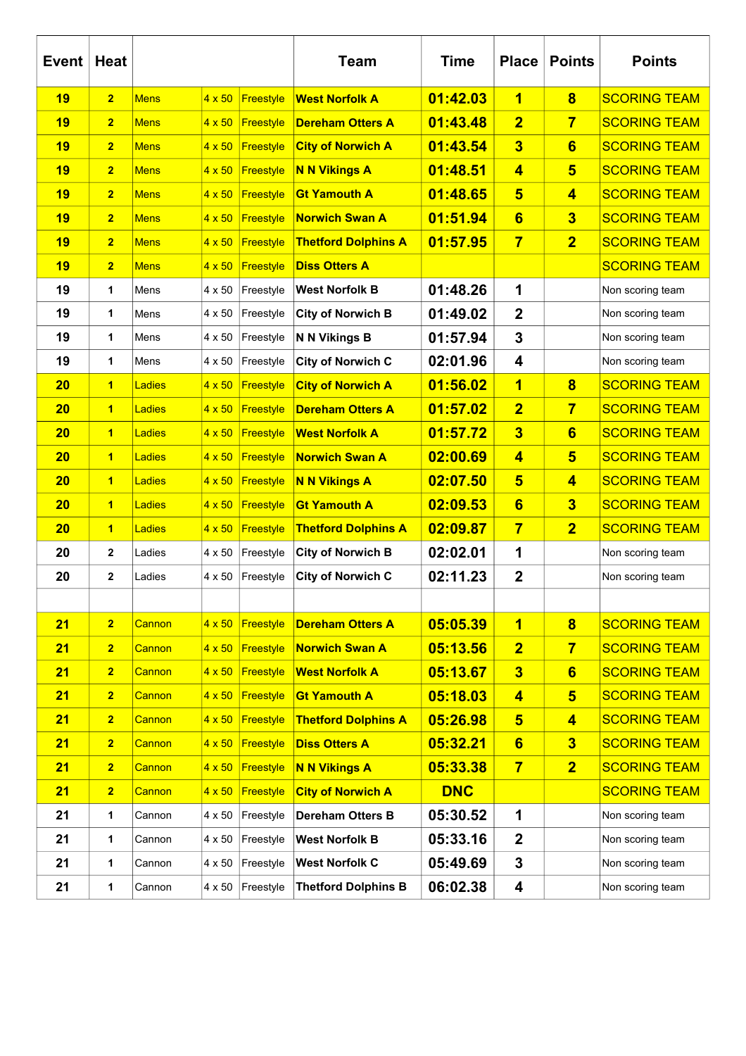| Event | Heat | | | | Team | Time | Place | Points | Points |
|---|---|---|---|---|---|---|---|---|---|
| 19 | 2 | Mens | 4 x 50 | Freestyle | West Norfolk A | 01:42.03 | 1 | 8 | SCORING TEAM |
| 19 | 2 | Mens | 4 x 50 | Freestyle | Dereham Otters A | 01:43.48 | 2 | 7 | SCORING TEAM |
| 19 | 2 | Mens | 4 x 50 | Freestyle | City of Norwich A | 01:43.54 | 3 | 6 | SCORING TEAM |
| 19 | 2 | Mens | 4 x 50 | Freestyle | N N Vikings A | 01:48.51 | 4 | 5 | SCORING TEAM |
| 19 | 2 | Mens | 4 x 50 | Freestyle | Gt Yamouth A | 01:48.65 | 5 | 4 | SCORING TEAM |
| 19 | 2 | Mens | 4 x 50 | Freestyle | Norwich Swan A | 01:51.94 | 6 | 3 | SCORING TEAM |
| 19 | 2 | Mens | 4 x 50 | Freestyle | Thetford Dolphins A | 01:57.95 | 7 | 2 | SCORING TEAM |
| 19 | 2 | Mens | 4 x 50 | Freestyle | Diss Otters A | | | | SCORING TEAM |
| 19 | 1 | Mens | 4 x 50 | Freestyle | West Norfolk B | 01:48.26 | 1 | | Non scoring team |
| 19 | 1 | Mens | 4 x 50 | Freestyle | City of Norwich B | 01:49.02 | 2 | | Non scoring team |
| 19 | 1 | Mens | 4 x 50 | Freestyle | N N Vikings B | 01:57.94 | 3 | | Non scoring team |
| 19 | 1 | Mens | 4 x 50 | Freestyle | City of Norwich C | 02:01.96 | 4 | | Non scoring team |
| 20 | 1 | Ladies | 4 x 50 | Freestyle | City of Norwich A | 01:56.02 | 1 | 8 | SCORING TEAM |
| 20 | 1 | Ladies | 4 x 50 | Freestyle | Dereham Otters A | 01:57.02 | 2 | 7 | SCORING TEAM |
| 20 | 1 | Ladies | 4 x 50 | Freestyle | West Norfolk A | 01:57.72 | 3 | 6 | SCORING TEAM |
| 20 | 1 | Ladies | 4 x 50 | Freestyle | Norwich Swan A | 02:00.69 | 4 | 5 | SCORING TEAM |
| 20 | 1 | Ladies | 4 x 50 | Freestyle | N N Vikings A | 02:07.50 | 5 | 4 | SCORING TEAM |
| 20 | 1 | Ladies | 4 x 50 | Freestyle | Gt Yamouth A | 02:09.53 | 6 | 3 | SCORING TEAM |
| 20 | 1 | Ladies | 4 x 50 | Freestyle | Thetford Dolphins A | 02:09.87 | 7 | 2 | SCORING TEAM |
| 20 | 2 | Ladies | 4 x 50 | Freestyle | City of Norwich B | 02:02.01 | 1 | | Non scoring team |
| 20 | 2 | Ladies | 4 x 50 | Freestyle | City of Norwich C | 02:11.23 | 2 | | Non scoring team |
| | | | | | | | | | |
| 21 | 2 | Cannon | 4 x 50 | Freestyle | Dereham Otters A | 05:05.39 | 1 | 8 | SCORING TEAM |
| 21 | 2 | Cannon | 4 x 50 | Freestyle | Norwich Swan A | 05:13.56 | 2 | 7 | SCORING TEAM |
| 21 | 2 | Cannon | 4 x 50 | Freestyle | West Norfolk A | 05:13.67 | 3 | 6 | SCORING TEAM |
| 21 | 2 | Cannon | 4 x 50 | Freestyle | Gt Yamouth A | 05:18.03 | 4 | 5 | SCORING TEAM |
| 21 | 2 | Cannon | 4 x 50 | Freestyle | Thetford Dolphins A | 05:26.98 | 5 | 4 | SCORING TEAM |
| 21 | 2 | Cannon | 4 x 50 | Freestyle | Diss Otters A | 05:32.21 | 6 | 3 | SCORING TEAM |
| 21 | 2 | Cannon | 4 x 50 | Freestyle | N N Vikings A | 05:33.38 | 7 | 2 | SCORING TEAM |
| 21 | 2 | Cannon | 4 x 50 | Freestyle | City of Norwich A | DNC | | | SCORING TEAM |
| 21 | 1 | Cannon | 4 x 50 | Freestyle | Dereham Otters B | 05:30.52 | 1 | | Non scoring team |
| 21 | 1 | Cannon | 4 x 50 | Freestyle | West Norfolk B | 05:33.16 | 2 | | Non scoring team |
| 21 | 1 | Cannon | 4 x 50 | Freestyle | West Norfolk C | 05:49.69 | 3 | | Non scoring team |
| 21 | 1 | Cannon | 4 x 50 | Freestyle | Thetford Dolphins B | 06:02.38 | 4 | | Non scoring team |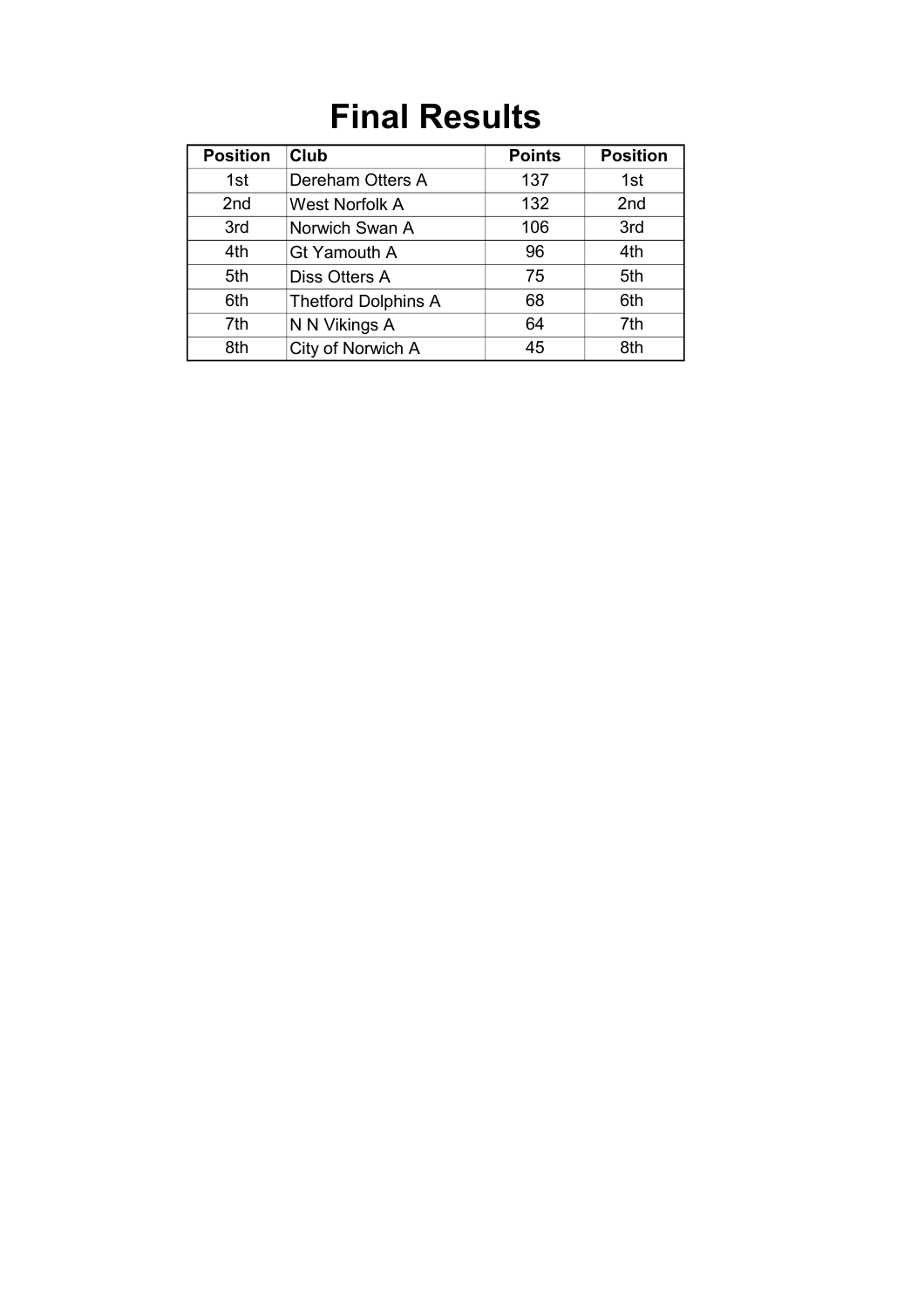# Final Results

| Position | Club | Points | Position |
|---|---|---|---|
| 1st | Dereham Otters A | 137 | 1st |
| 2nd | West Norfolk A | 132 | 2nd |
| 3rd | Norwich Swan A | 106 | 3rd |
| 4th | Gt Yamouth A | 96 | 4th |
| 5th | Diss Otters A | 75 | 5th |
| 6th | Thetford Dolphins A | 68 | 6th |
| 7th | N N Vikings A | 64 | 7th |
| 8th | City of Norwich A | 45 | 8th |